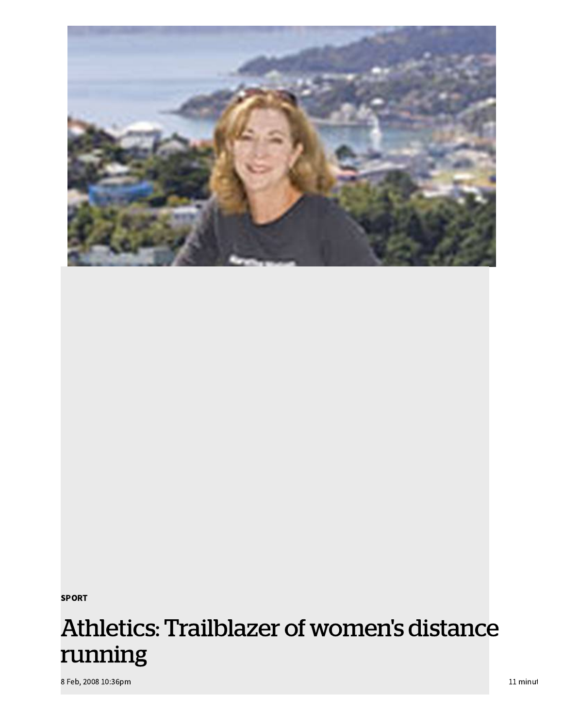SPORT

# Athletics: Trailblazer of women's distance running

8 Feb, 2008 10:36pm

11 minut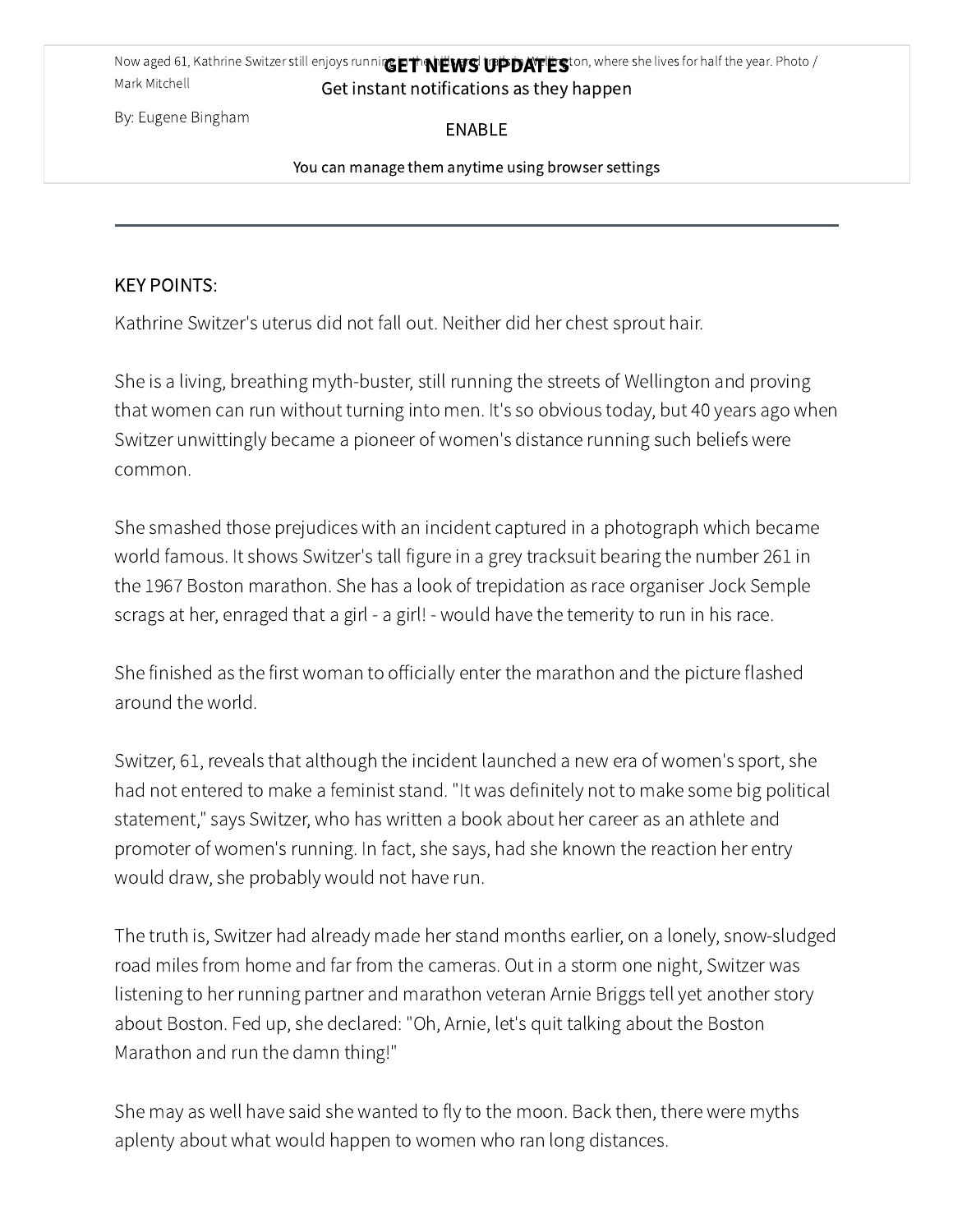Now aged 61, Kathrine Switzer still enjoys running in the hills and roads in Wellington, where she lives for half the year. Photo / Mark Mitchell

By: Eugene Bingham

---

KEY POINTS:

Kathrine Switzer's uterus did not fall out. Neither did her chest sprout hair.

She is a living, breathing myth-buster, still running the streets of Wellington and proving that women can run without turning into men. It's so obvious today, but 40 years ago when Switzer unwittingly became a pioneer of women's distance running such beliefs were common.

She smashed those prejudices with an incident captured in a photograph which became world famous. It shows Switzer's tall figure in a grey tracksuit bearing the number 261 in the 1967 Boston marathon. She has a look of trepidation as race organiser Jock Semple scrags at her, enraged that a girl - a girl! - would have the temerity to run in his race.

She finished as the first woman to officially enter the marathon and the picture flashed around the world.

Switzer, 61, reveals that although the incident launched a new era of women's sport, she had not entered to make a feminist stand. "It was definitely not to make some big political statement," says Switzer, who has written a book about her career as an athlete and promoter of women's running. In fact, she says, had she known the reaction her entry would draw, she probably would not have run.

The truth is, Switzer had already made her stand months earlier, on a lonely, snow-sludged road miles from home and far from the cameras. Out in a storm one night, Switzer was listening to her running partner and marathon veteran Arnie Briggs tell yet another story about Boston. Fed up, she declared: "Oh, Arnie, let's quit talking about the Boston Marathon and run the damn thing!"

She may as well have said she wanted to fly to the moon. Back then, there were myths aplenty about what would happen to women who ran long distances.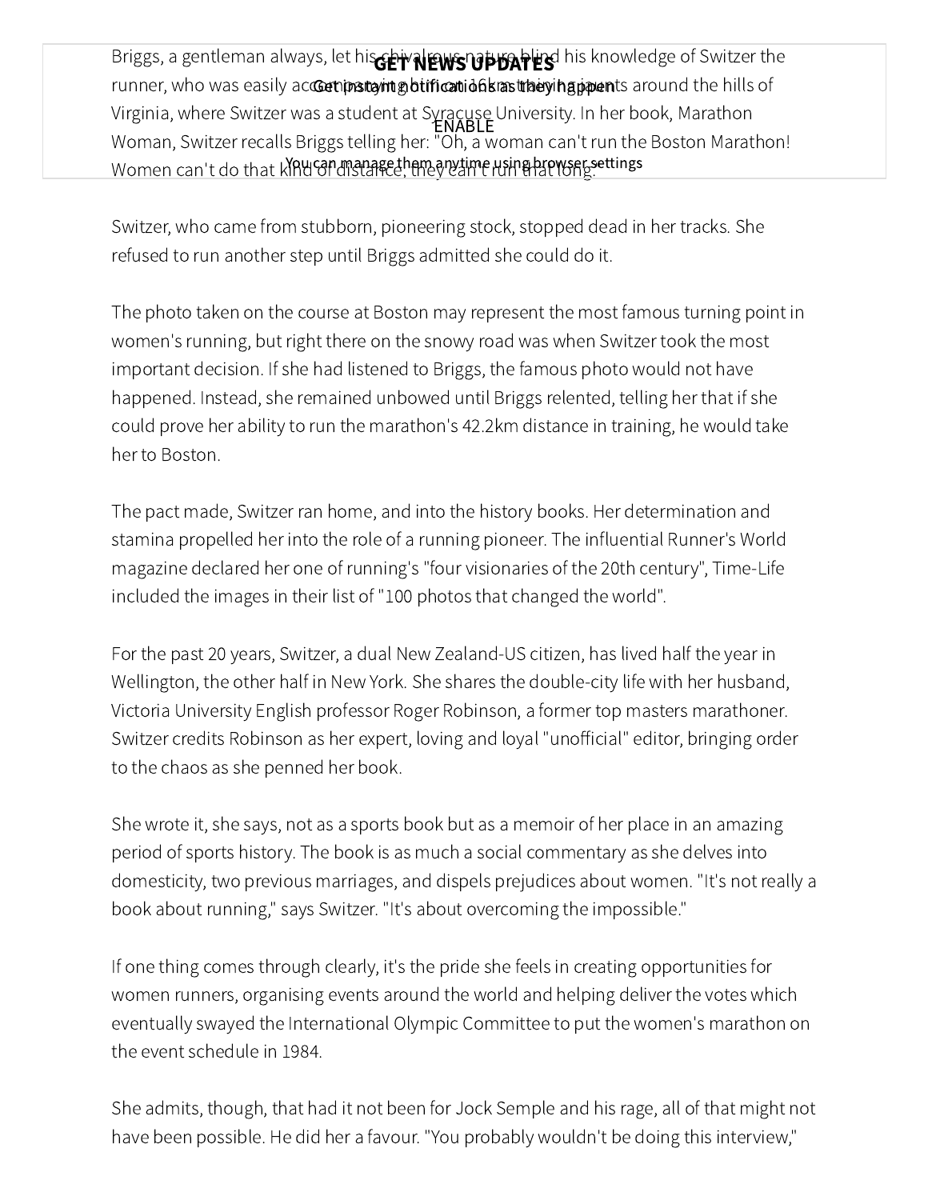Briggs, a gentleman always, let his chivalrous nature blind his knowledge of Switzer the runner, who was easily accompanying him on 16km training jaunts around the hills of Virginia, where Switzer was a student at Syracuse University. In her book, Marathon Woman, Switzer recalls Briggs telling her: "Oh, a woman can't run the Boston Marathon! Women can't do that kind of distance, they can't run that long."

Switzer, who came from stubborn, pioneering stock, stopped dead in her tracks. She refused to run another step until Briggs admitted she could do it.

The photo taken on the course at Boston may represent the most famous turning point in women's running, but right there on the snowy road was when Switzer took the most important decision. If she had listened to Briggs, the famous photo would not have happened. Instead, she remained unbowed until Briggs relented, telling her that if she could prove her ability to run the marathon's 42.2km distance in training, he would take her to Boston.

The pact made, Switzer ran home, and into the history books. Her determination and stamina propelled her into the role of a running pioneer. The influential Runner's World magazine declared her one of running's "four visionaries of the 20th century", Time-Life included the images in their list of "100 photos that changed the world".

For the past 20 years, Switzer, a dual New Zealand-US citizen, has lived half the year in Wellington, the other half in New York. She shares the double-city life with her husband, Victoria University English professor Roger Robinson, a former top masters marathoner. Switzer credits Robinson as her expert, loving and loyal "unofficial" editor, bringing order to the chaos as she penned her book.

She wrote it, she says, not as a sports book but as a memoir of her place in an amazing period of sports history. The book is as much a social commentary as she delves into domesticity, two previous marriages, and dispels prejudices about women. "It's not really a book about running," says Switzer. "It's about overcoming the impossible."

If one thing comes through clearly, it's the pride she feels in creating opportunities for women runners, organising events around the world and helping deliver the votes which eventually swayed the International Olympic Committee to put the women's marathon on the event schedule in 1984.

She admits, though, that had it not been for Jock Semple and his rage, all of that might not have been possible. He did her a favour. "You probably wouldn't be doing this interview,"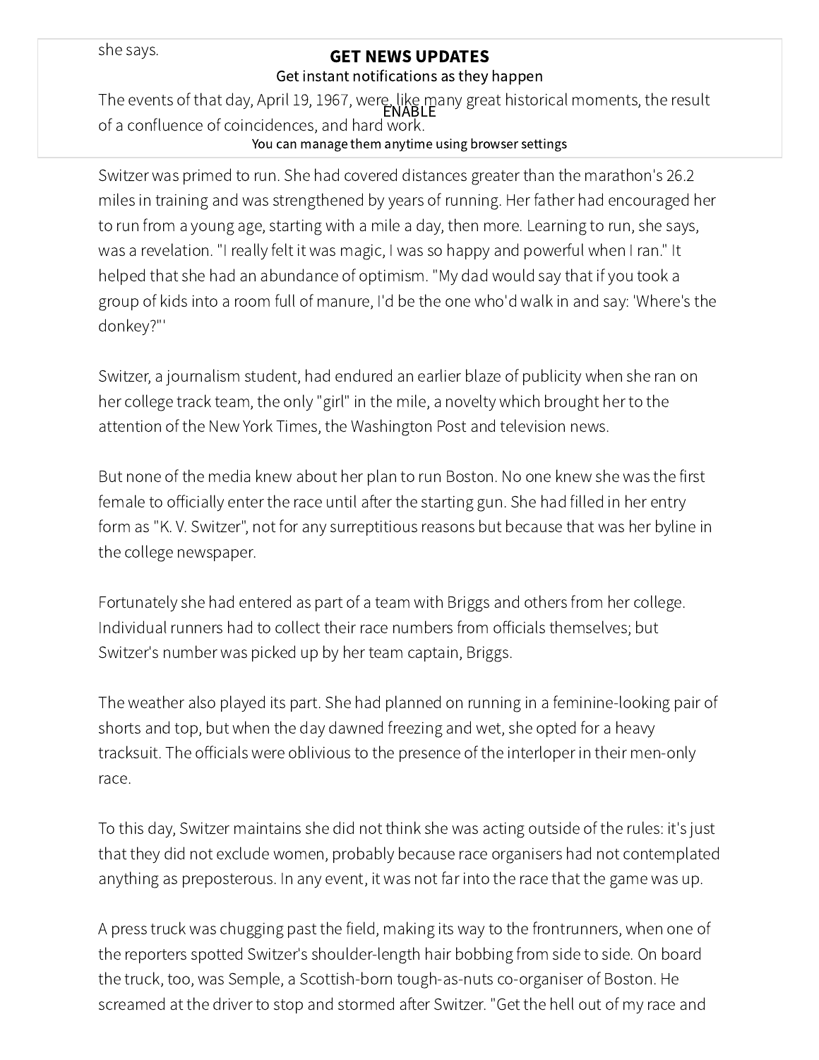she says.

The events of that day, April 19, 1967, were, like many great historical moments, the result of a confluence of coincidences, and hard work.

Switzer was primed to run. She had covered distances greater than the marathon's 26.2 miles in training and was strengthened by years of running. Her father had encouraged her to run from a young age, starting with a mile a day, then more. Learning to run, she says, was a revelation. "I really felt it was magic, I was so happy and powerful when I ran." It helped that she had an abundance of optimism. "My dad would say that if you took a group of kids into a room full of manure, I'd be the one who'd walk in and say: 'Where's the donkey?"'

Switzer, a journalism student, had endured an earlier blaze of publicity when she ran on her college track team, the only "girl" in the mile, a novelty which brought her to the attention of the New York Times, the Washington Post and television news.

But none of the media knew about her plan to run Boston. No one knew she was the first female to officially enter the race until after the starting gun. She had filled in her entry form as "K. V. Switzer", not for any surreptitious reasons but because that was her byline in the college newspaper.

Fortunately she had entered as part of a team with Briggs and others from her college. Individual runners had to collect their race numbers from officials themselves; but Switzer's number was picked up by her team captain, Briggs.

The weather also played its part. She had planned on running in a feminine-looking pair of shorts and top, but when the day dawned freezing and wet, she opted for a heavy tracksuit. The officials were oblivious to the presence of the interloper in their men-only race.

To this day, Switzer maintains she did not think she was acting outside of the rules: it's just that they did not exclude women, probably because race organisers had not contemplated anything as preposterous. In any event, it was not far into the race that the game was up.

A press truck was chugging past the field, making its way to the frontrunners, when one of the reporters spotted Switzer's shoulder-length hair bobbing from side to side. On board the truck, too, was Semple, a Scottish-born tough-as-nuts co-organiser of Boston. He screamed at the driver to stop and stormed after Switzer. "Get the hell out of my race and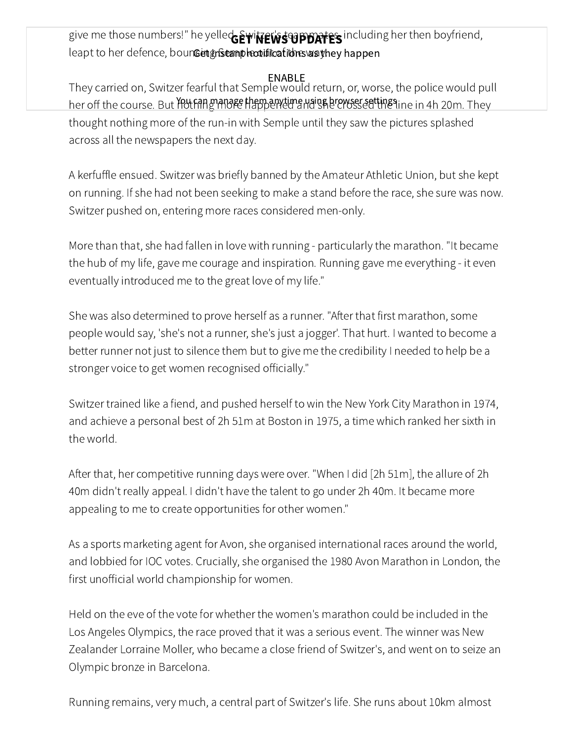give me those numbers!" he yelled. Switzer's teammates, including her then boyfriend, leapt to her defence, bouncing Semple out of the way.

They carried on, Switzer fearful that Semple would return, or, worse, the police would pull her off the course. But nothing more happened and she crossed the line in 4h 20m. They thought nothing more of the run-in with Semple until they saw the pictures splashed across all the newspapers the next day.

A kerfuffle ensued. Switzer was briefly banned by the Amateur Athletic Union, but she kept on running. If she had not been seeking to make a stand before the race, she sure was now. Switzer pushed on, entering more races considered men-only.

More than that, she had fallen in love with running - particularly the marathon. "It became the hub of my life, gave me courage and inspiration. Running gave me everything - it even eventually introduced me to the great love of my life."

She was also determined to prove herself as a runner. "After that first marathon, some people would say, 'she's not a runner, she's just a jogger'. That hurt. I wanted to become a better runner not just to silence them but to give me the credibility I needed to help be a stronger voice to get women recognised officially."

Switzer trained like a fiend, and pushed herself to win the New York City Marathon in 1974, and achieve a personal best of 2h 51m at Boston in 1975, a time which ranked her sixth in the world.

After that, her competitive running days were over. "When I did [2h 51m], the allure of 2h 40m didn't really appeal. I didn't have the talent to go under 2h 40m. It became more appealing to me to create opportunities for other women."

As a sports marketing agent for Avon, she organised international races around the world, and lobbied for IOC votes. Crucially, she organised the 1980 Avon Marathon in London, the first unofficial world championship for women.

Held on the eve of the vote for whether the women's marathon could be included in the Los Angeles Olympics, the race proved that it was a serious event. The winner was New Zealander Lorraine Moller, who became a close friend of Switzer's, and went on to seize an Olympic bronze in Barcelona.

Running remains, very much, a central part of Switzer's life. She runs about 10km almost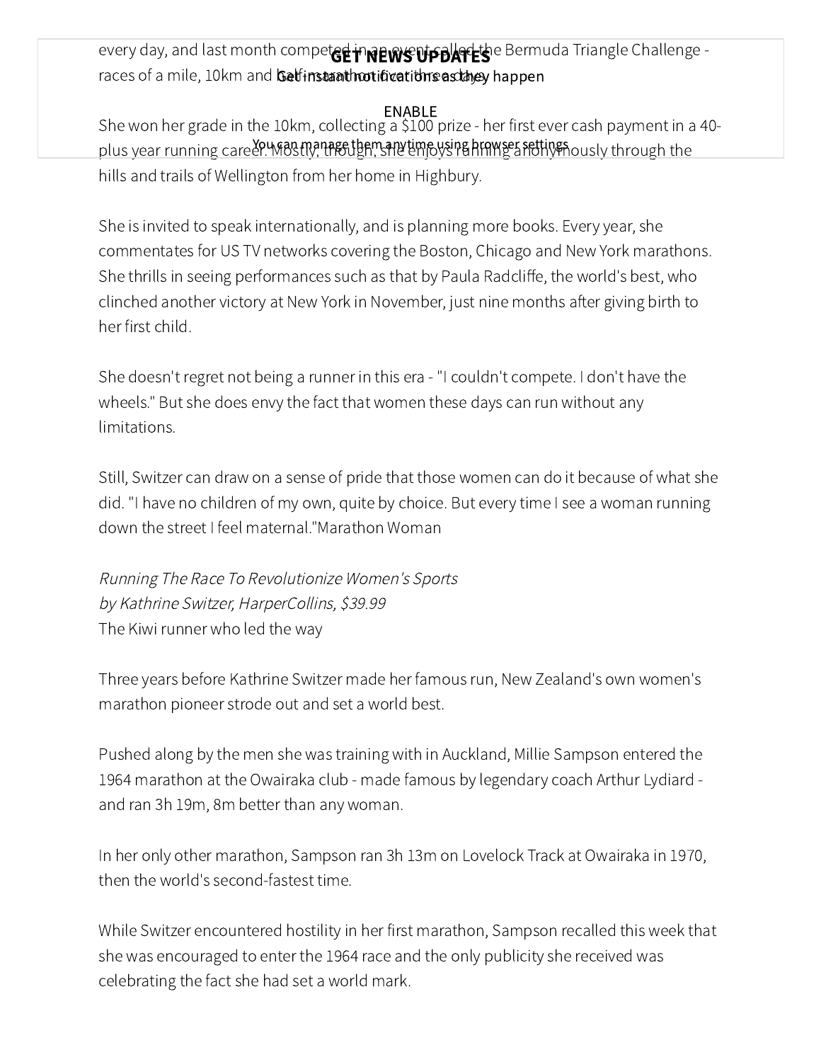every day, and last month competed in an event called the Bermuda Triangle Challenge - races of a mile, 10km and half-marathon over three days.

She won her grade in the 10km, collecting a $100 prize - her first ever cash payment in a 40-plus year running career. Mostly, though, she enjoys running anonymously through the hills and trails of Wellington from her home in Highbury.

She is invited to speak internationally, and is planning more books. Every year, she commentates for US TV networks covering the Boston, Chicago and New York marathons. She thrills in seeing performances such as that by Paula Radcliffe, the world's best, who clinched another victory at New York in November, just nine months after giving birth to her first child.

She doesn't regret not being a runner in this era - "I couldn't compete. I don't have the wheels." But she does envy the fact that women these days can run without any limitations.

Still, Switzer can draw on a sense of pride that those women can do it because of what she did. "I have no children of my own, quite by choice. But every time I see a woman running down the street I feel maternal."Marathon Woman

*Running The Race To Revolutionize Women's Sports*
*by Kathrine Switzer, HarperCollins, $39.99*
The Kiwi runner who led the way

Three years before Kathrine Switzer made her famous run, New Zealand's own women's marathon pioneer strode out and set a world best.

Pushed along by the men she was training with in Auckland, Millie Sampson entered the 1964 marathon at the Owairaka club - made famous by legendary coach Arthur Lydiard - and ran 3h 19m, 8m better than any woman.

In her only other marathon, Sampson ran 3h 13m on Lovelock Track at Owairaka in 1970, then the world's second-fastest time.

While Switzer encountered hostility in her first marathon, Sampson recalled this week that she was encouraged to enter the 1964 race and the only publicity she received was celebrating the fact she had set a world mark.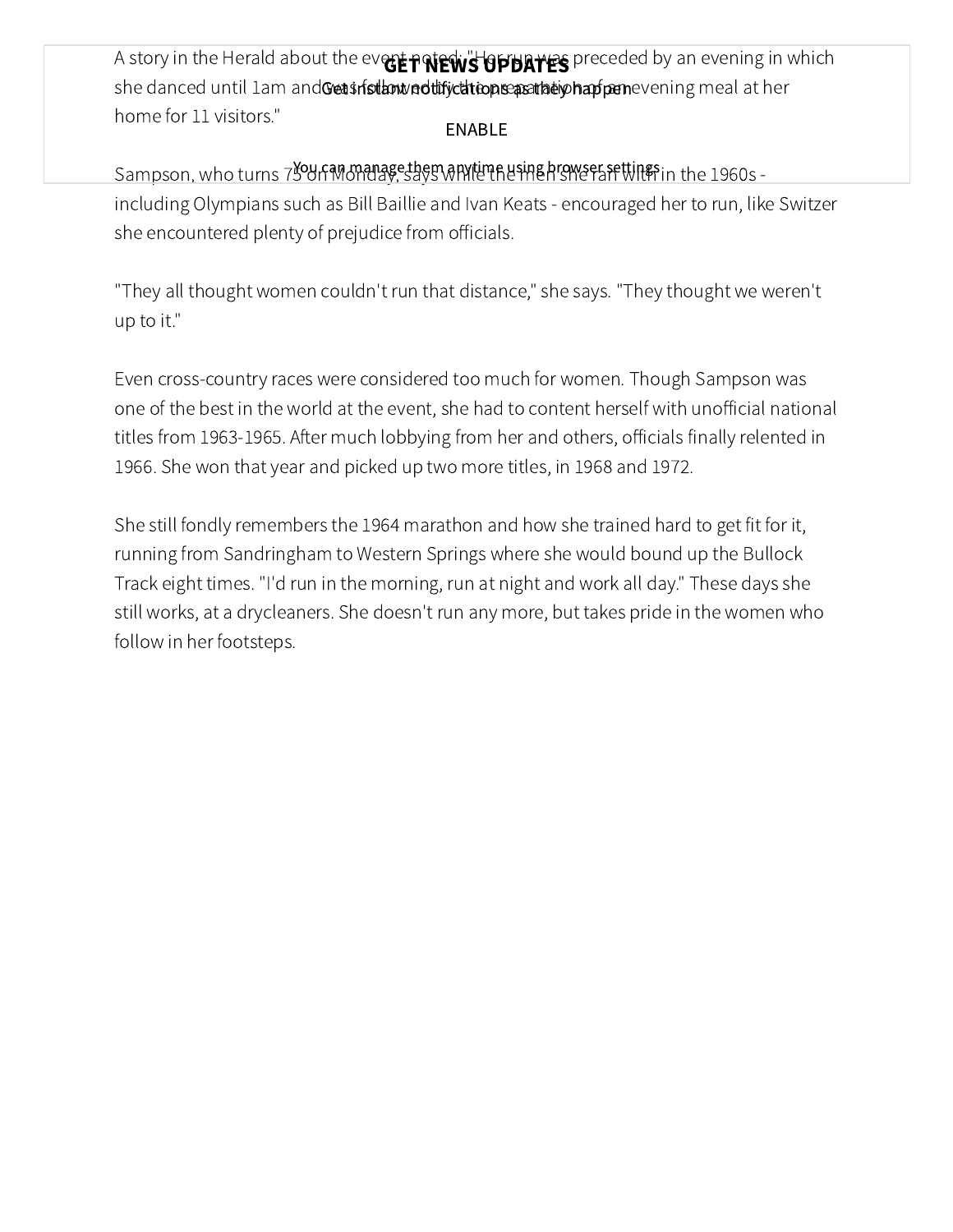A story in the Herald about the event noted: "Her run was preceded by an evening in which she danced until 1am and was followed by the preparation of an evening meal at her home for 11 visitors."

Sampson, who turns 75 on Monday, says while the men she ran with in the 1960s - including Olympians such as Bill Baillie and Ivan Keats - encouraged her to run, like Switzer she encountered plenty of prejudice from officials.

"They all thought women couldn't run that distance," she says. "They thought we weren't up to it."

Even cross-country races were considered too much for women. Though Sampson was one of the best in the world at the event, she had to content herself with unofficial national titles from 1963-1965. After much lobbying from her and others, officials finally relented in 1966. She won that year and picked up two more titles, in 1968 and 1972.

She still fondly remembers the 1964 marathon and how she trained hard to get fit for it, running from Sandringham to Western Springs where she would bound up the Bullock Track eight times. "I'd run in the morning, run at night and work all day." These days she still works, at a drycleaners. She doesn't run any more, but takes pride in the women who follow in her footsteps.